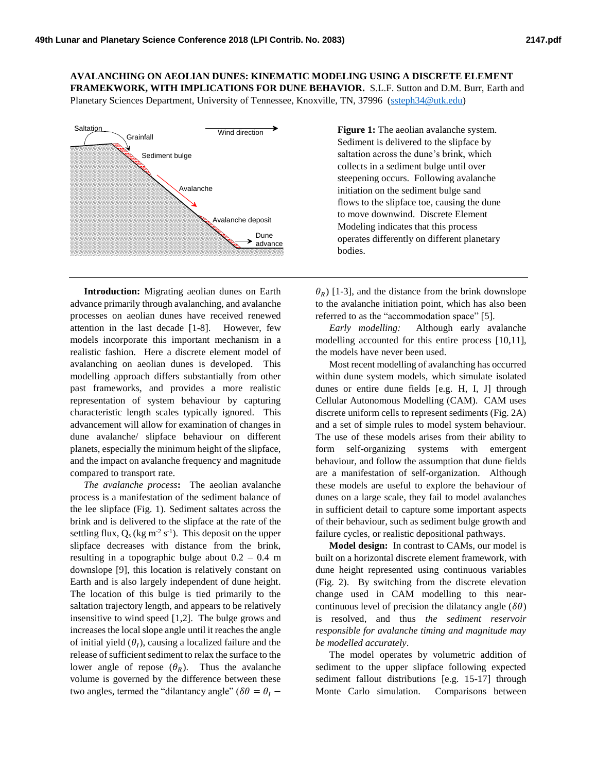# AVALANCHING ON AEOLIAN DUNES: KINEMATIC MODELING USING A DISCRETE ELEMENT FRAMEKWORK, WITH IMPLICATIONS FOR DUNE BEHAVIOR.

S.L.F. Sutton and D.M. Burr, Earth and Planetary Sciences Department, University of Tennessee, Knoxville, TN, 37996 (ssteph34@utk.edu)

**Figure 1:** The aeolian avalanche system. Sediment is delivered to the slipface by saltation across the dune's brink, which collects in a sediment bulge until over steepening occurs. Following avalanche initiation on the sediment bulge sand flows to the slipface toe, causing the dune to move downwind. Discrete Element Modeling indicates that this process operates differently on different planetary bodies.

**Introduction:** Migrating aeolian dunes on Earth advance primarily through avalanching, and avalanche processes on aeolian dunes have received renewed attention in the last decade [1-8]. However, few models incorporate this important mechanism in a realistic fashion. Here a discrete element model of avalanching on aeolian dunes is developed. This modelling approach differs substantially from other past frameworks, and provides a more realistic representation of system behaviour by capturing characteristic length scales typically ignored. This advancement will allow for examination of changes in dune avalanche/ slipface behaviour on different planets, especially the minimum height of the slipface, and the impact on avalanche frequency and magnitude compared to transport rate.

*The avalanche process***:** The aeolian avalanche process is a manifestation of the sediment balance of the lee slipface (Fig. 1). Sediment saltates across the brink and is delivered to the slipface at the rate of the settling flux, $Q_s$ (kg m$^{-2}$ s$^{-1}$). This deposit on the upper slipface decreases with distance from the brink, resulting in a topographic bulge about 0.2 – 0.4 m downslope [9], this location is relatively constant on Earth and is also largely independent of dune height. The location of this bulge is tied primarily to the saltation trajectory length, and appears to be relatively insensitive to wind speed [1,2]. The bulge grows and increases the local slope angle until it reaches the angle of initial yield ($\theta_I$), causing a localized failure and the release of sufficient sediment to relax the surface to the lower angle of repose ($\theta_R$). Thus the avalanche volume is governed by the difference between these two angles, termed the "dilantancy angle" ($\delta\theta = \theta_I - \theta_R$) [1-3], and the distance from the brink downslope to the avalanche initiation point, which has also been referred to as the "accommodation space" [5].

*Early modelling:* Although early avalanche modelling accounted for this entire process [10,11], the models have never been used.

Most recent modelling of avalanching has occurred within dune system models, which simulate isolated dunes or entire dune fields [e.g. H, I, J] through Cellular Autonomous Modelling (CAM). CAM uses discrete uniform cells to represent sediments (Fig. 2A) and a set of simple rules to model system behaviour. The use of these models arises from their ability to form self-organizing systems with emergent behaviour, and follow the assumption that dune fields are a manifestation of self-organization. Although these models are useful to explore the behaviour of dunes on a large scale, they fail to model avalanches in sufficient detail to capture some important aspects of their behaviour, such as sediment bulge growth and failure cycles, or realistic depositional pathways.

**Model design:** In contrast to CAMs, our model is built on a horizontal discrete element framework, with dune height represented using continuous variables (Fig. 2). By switching from the discrete elevation change used in CAM modelling to this near-continuous level of precision the dilatancy angle ($\delta\theta$) is resolved, and thus *the sediment reservoir responsible for avalanche timing and magnitude may be modelled accurately*.

The model operates by volumetric addition of sediment to the upper slipface following expected sediment fallout distributions [e.g. 15-17] through Monte Carlo simulation. Comparisons between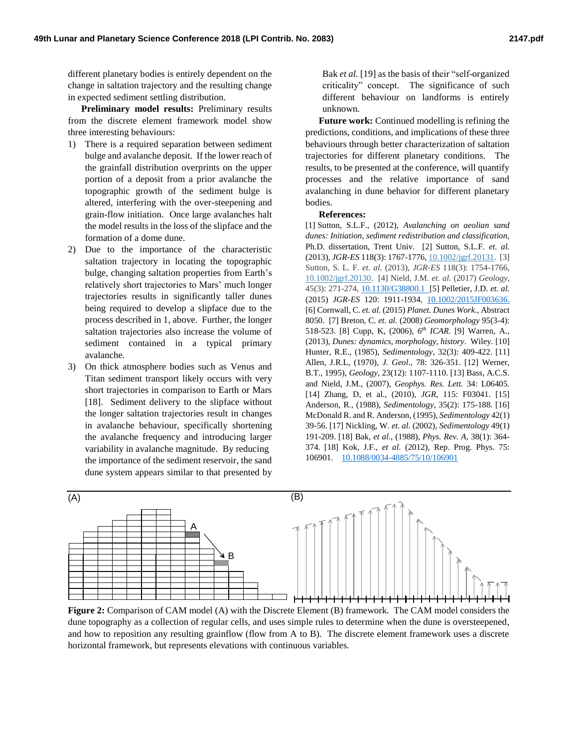different planetary bodies is entirely dependent on the change in saltation trajectory and the resulting change in expected sediment settling distribution.

**Preliminary model results:** Preliminary results from the discrete element framework model show three interesting behaviours:

1) There is a required separation between sediment bulge and avalanche deposit. If the lower reach of the grainfall distribution overprints on the upper portion of a deposit from a prior avalanche the topographic growth of the sediment bulge is altered, interfering with the over-steepening and grain-flow initiation. Once large avalanches halt the model results in the loss of the slipface and the formation of a dome dune.
2) Due to the importance of the characteristic saltation trajectory in locating the topographic bulge, changing saltation properties from Earth's relatively short trajectories to Mars' much longer trajectories results in significantly taller dunes being required to develop a slipface due to the process described in 1, above. Further, the longer saltation trajectories also increase the volume of sediment contained in a typical primary avalanche.
3) On thick atmosphere bodies such as Venus and Titan sediment transport likely occurs with very short trajectories in comparison to Earth or Mars [18]. Sediment delivery to the slipface without the longer saltation trajectories result in changes in avalanche behaviour, specifically shortening the avalanche frequency and introducing larger variability in avalanche magnitude. By reducing the importance of the sediment reservoir, the sand dune system appears similar to that presented by Bak *et al.* [19] as the basis of their "self-organized criticality" concept. The significance of such different behaviour on landforms is entirely unknown.

**Future work:** Continued modelling is refining the predictions, conditions, and implications of these three behaviours through better characterization of saltation trajectories for different planetary conditions. The results, to be presented at the conference, will quantify processes and the relative importance of sand avalanching in dune behavior for different planetary bodies.

**References:**

[1] Sutton, S.L.F., (2012), *Avalanching on aeolian sand dunes: Initiation, sediment redistribution and classification*, Ph.D. dissertation, Trent Univ. [2] Sutton, S.L.F. *et. al.* (2013), *JGR-ES* 118(3): 1767-1776, 10.1002/jgrf.20131. [3] Sutton, S. L. F. *et. al.* (2013), *JGR-ES* 118(3): 1754-1766, 10.1002/jgrf.20130. [4] Nield, J.M. *et. al.* (2017) *Geology*, 45(3): 271-274, 10.1130/G38800.1 [5] Pelletier, J.D. *et. al.* (2015) *JGR-ES* 120: 1911-1934, 10.1002/2015JF003636. [6] Cornwall, C. *et. al.* (2015) *Planet. Dunes Work.*, Abstract 8050. [7] Breton, C. *et. al.* (2008) *Geomorphology* 95(3-4): 518-523. [8] Cupp, K, (2006), *6th ICAR.* [9] Warren, A., (2013), *Dunes: dynamics, morphology, history*. Wiley. [10] Hunter, R.E., (1985), *Sedimentology*, 32(3): 409-422. [11] Allen, J.R.L, (1970), *J. Geol*., 78: 326-351. [12] Werner, B.T., 1995), *Geology*, 23(12): 1107-1110. [13] Bass, A.C.S. and Nield, J.M., (2007), *Geophys. Res. Lett.* 34: L06405. [14] Zhang, D, et al., (2010), *JGR*, 115: F03041. [15] Anderson, R., (1988), *Sedimentology*, 35(2): 175-188. [16] McDonald R. and R. Anderson, (1995), *Sedimentology* 42(1) 39-56. [17] Nickling, W. *et. al.* (2002), *Sedimentology* 49(1) 191-209. [18] Bak, *et al*., (1988), *Phys. Rev. A*, 38(1): 364-374. [18] Kok, J.F., *et al.* (2012), Rep. Prog. Phys. 75: 106901. 10.1088/0034-4885/75/10/106901

(A)

A

B

(B)

**Figure 2:** Comparison of CAM model (A) with the Discrete Element (B) framework. The CAM model considers the dune topography as a collection of regular cells, and uses simple rules to determine when the dune is oversteepened, and how to reposition any resulting grainflow (flow from A to B). The discrete element framework uses a discrete horizontal framework, but represents elevations with continuous variables.